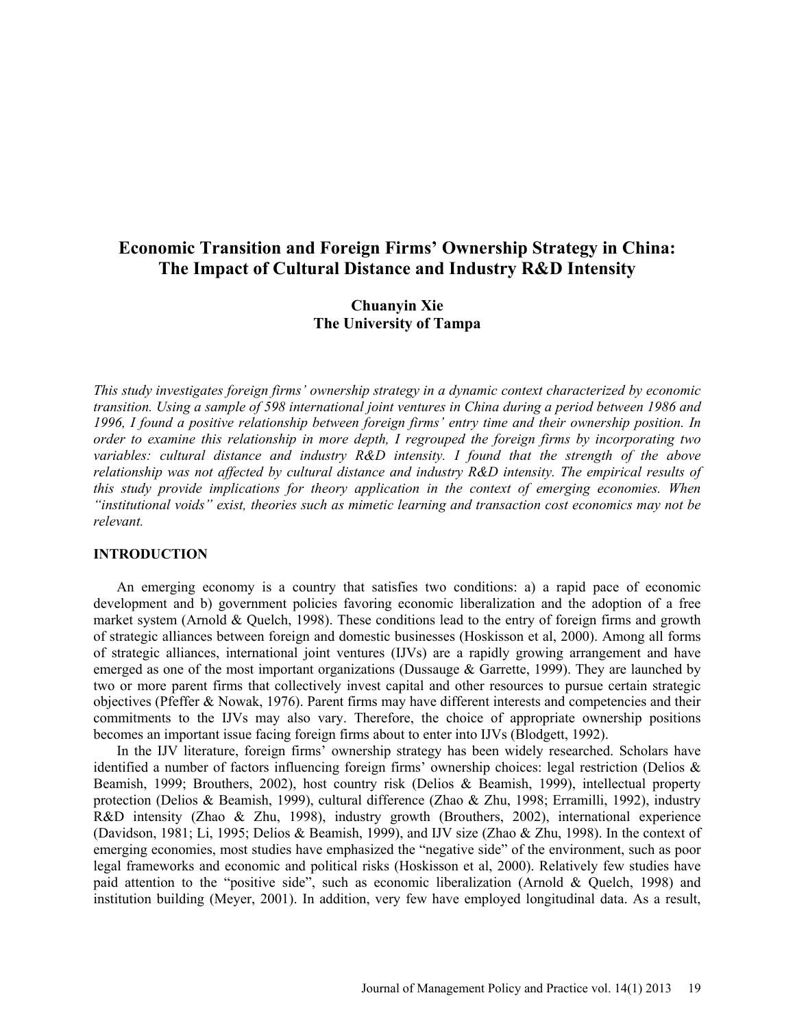# Economic Transition and Foreign Firms' Ownership Strategy in China: The Impact of Cultural Distance and Industry R&D Intensity

**Chuanyin Xie**
**The University of Tampa**

*This study investigates foreign firms' ownership strategy in a dynamic context characterized by economic transition. Using a sample of 598 international joint ventures in China during a period between 1986 and 1996, I found a positive relationship between foreign firms' entry time and their ownership position. In order to examine this relationship in more depth, I regrouped the foreign firms by incorporating two variables: cultural distance and industry R&D intensity. I found that the strength of the above relationship was not affected by cultural distance and industry R&D intensity. The empirical results of this study provide implications for theory application in the context of emerging economies. When "institutional voids" exist, theories such as mimetic learning and transaction cost economics may not be relevant.*

## INTRODUCTION

An emerging economy is a country that satisfies two conditions: a) a rapid pace of economic development and b) government policies favoring economic liberalization and the adoption of a free market system (Arnold & Quelch, 1998). These conditions lead to the entry of foreign firms and growth of strategic alliances between foreign and domestic businesses (Hoskisson et al, 2000). Among all forms of strategic alliances, international joint ventures (IJVs) are a rapidly growing arrangement and have emerged as one of the most important organizations (Dussauge & Garrette, 1999). They are launched by two or more parent firms that collectively invest capital and other resources to pursue certain strategic objectives (Pfeffer & Nowak, 1976). Parent firms may have different interests and competencies and their commitments to the IJVs may also vary. Therefore, the choice of appropriate ownership positions becomes an important issue facing foreign firms about to enter into IJVs (Blodgett, 1992).

In the IJV literature, foreign firms' ownership strategy has been widely researched. Scholars have identified a number of factors influencing foreign firms' ownership choices: legal restriction (Delios & Beamish, 1999; Brouthers, 2002), host country risk (Delios & Beamish, 1999), intellectual property protection (Delios & Beamish, 1999), cultural difference (Zhao & Zhu, 1998; Erramilli, 1992), industry R&D intensity (Zhao & Zhu, 1998), industry growth (Brouthers, 2002), international experience (Davidson, 1981; Li, 1995; Delios & Beamish, 1999), and IJV size (Zhao & Zhu, 1998). In the context of emerging economies, most studies have emphasized the "negative side" of the environment, such as poor legal frameworks and economic and political risks (Hoskisson et al, 2000). Relatively few studies have paid attention to the "positive side", such as economic liberalization (Arnold & Quelch, 1998) and institution building (Meyer, 2001). In addition, very few have employed longitudinal data. As a result,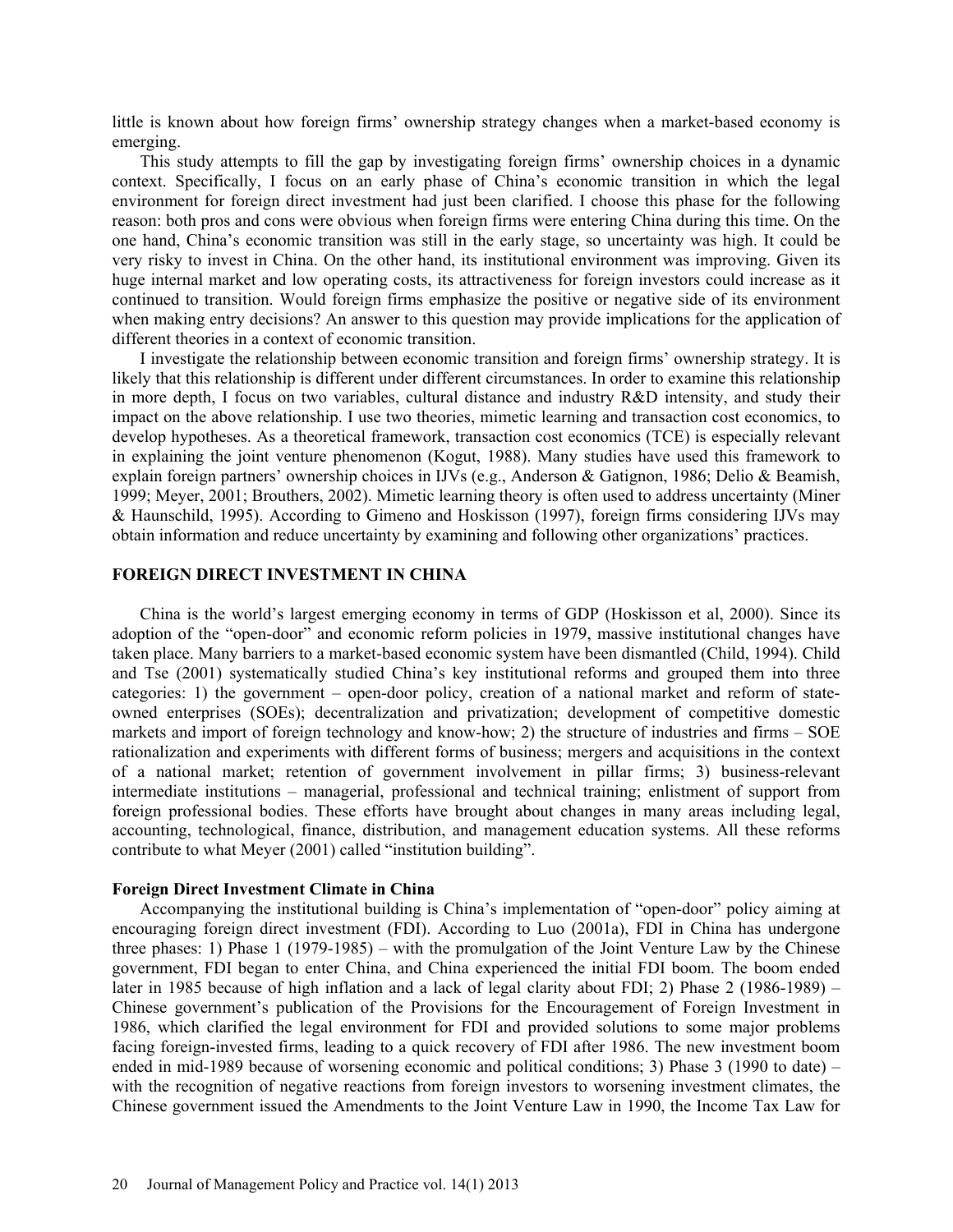little is known about how foreign firms' ownership strategy changes when a market-based economy is emerging.

This study attempts to fill the gap by investigating foreign firms' ownership choices in a dynamic context. Specifically, I focus on an early phase of China's economic transition in which the legal environment for foreign direct investment had just been clarified. I choose this phase for the following reason: both pros and cons were obvious when foreign firms were entering China during this time. On the one hand, China's economic transition was still in the early stage, so uncertainty was high. It could be very risky to invest in China. On the other hand, its institutional environment was improving. Given its huge internal market and low operating costs, its attractiveness for foreign investors could increase as it continued to transition. Would foreign firms emphasize the positive or negative side of its environment when making entry decisions? An answer to this question may provide implications for the application of different theories in a context of economic transition.

I investigate the relationship between economic transition and foreign firms' ownership strategy. It is likely that this relationship is different under different circumstances. In order to examine this relationship in more depth, I focus on two variables, cultural distance and industry R&D intensity, and study their impact on the above relationship. I use two theories, mimetic learning and transaction cost economics, to develop hypotheses. As a theoretical framework, transaction cost economics (TCE) is especially relevant in explaining the joint venture phenomenon (Kogut, 1988). Many studies have used this framework to explain foreign partners' ownership choices in IJVs (e.g., Anderson & Gatignon, 1986; Delio & Beamish, 1999; Meyer, 2001; Brouthers, 2002). Mimetic learning theory is often used to address uncertainty (Miner & Haunschild, 1995). According to Gimeno and Hoskisson (1997), foreign firms considering IJVs may obtain information and reduce uncertainty by examining and following other organizations' practices.

## FOREIGN DIRECT INVESTMENT IN CHINA

China is the world's largest emerging economy in terms of GDP (Hoskisson et al, 2000). Since its adoption of the "open-door" and economic reform policies in 1979, massive institutional changes have taken place. Many barriers to a market-based economic system have been dismantled (Child, 1994). Child and Tse (2001) systematically studied China's key institutional reforms and grouped them into three categories: 1) the government – open-door policy, creation of a national market and reform of state-owned enterprises (SOEs); decentralization and privatization; development of competitive domestic markets and import of foreign technology and know-how; 2) the structure of industries and firms – SOE rationalization and experiments with different forms of business; mergers and acquisitions in the context of a national market; retention of government involvement in pillar firms; 3) business-relevant intermediate institutions – managerial, professional and technical training; enlistment of support from foreign professional bodies. These efforts have brought about changes in many areas including legal, accounting, technological, finance, distribution, and management education systems. All these reforms contribute to what Meyer (2001) called "institution building".

### Foreign Direct Investment Climate in China

Accompanying the institutional building is China's implementation of "open-door" policy aiming at encouraging foreign direct investment (FDI). According to Luo (2001a), FDI in China has undergone three phases: 1) Phase 1 (1979-1985) – with the promulgation of the Joint Venture Law by the Chinese government, FDI began to enter China, and China experienced the initial FDI boom. The boom ended later in 1985 because of high inflation and a lack of legal clarity about FDI; 2) Phase 2 (1986-1989) – Chinese government's publication of the Provisions for the Encouragement of Foreign Investment in 1986, which clarified the legal environment for FDI and provided solutions to some major problems facing foreign-invested firms, leading to a quick recovery of FDI after 1986. The new investment boom ended in mid-1989 because of worsening economic and political conditions; 3) Phase 3 (1990 to date) – with the recognition of negative reactions from foreign investors to worsening investment climates, the Chinese government issued the Amendments to the Joint Venture Law in 1990, the Income Tax Law for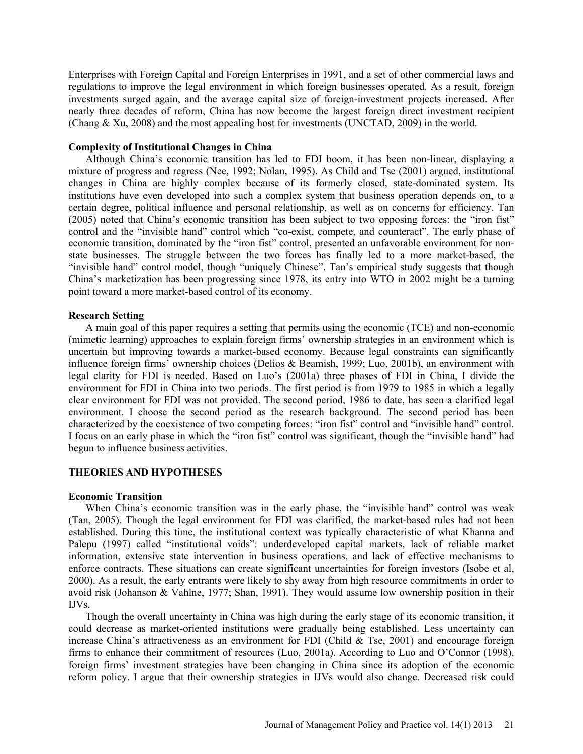Enterprises with Foreign Capital and Foreign Enterprises in 1991, and a set of other commercial laws and regulations to improve the legal environment in which foreign businesses operated. As a result, foreign investments surged again, and the average capital size of foreign-investment projects increased. After nearly three decades of reform, China has now become the largest foreign direct investment recipient (Chang & Xu, 2008) and the most appealing host for investments (UNCTAD, 2009) in the world.

**Complexity of Institutional Changes in China**

Although China's economic transition has led to FDI boom, it has been non-linear, displaying a mixture of progress and regress (Nee, 1992; Nolan, 1995). As Child and Tse (2001) argued, institutional changes in China are highly complex because of its formerly closed, state-dominated system. Its institutions have even developed into such a complex system that business operation depends on, to a certain degree, political influence and personal relationship, as well as on concerns for efficiency. Tan (2005) noted that China's economic transition has been subject to two opposing forces: the "iron fist" control and the "invisible hand" control which "co-exist, compete, and counteract". The early phase of economic transition, dominated by the "iron fist" control, presented an unfavorable environment for non-state businesses. The struggle between the two forces has finally led to a more market-based, the "invisible hand" control model, though "uniquely Chinese". Tan's empirical study suggests that though China's marketization has been progressing since 1978, its entry into WTO in 2002 might be a turning point toward a more market-based control of its economy.

**Research Setting**

A main goal of this paper requires a setting that permits using the economic (TCE) and non-economic (mimetic learning) approaches to explain foreign firms' ownership strategies in an environment which is uncertain but improving towards a market-based economy. Because legal constraints can significantly influence foreign firms' ownership choices (Delios & Beamish, 1999; Luo, 2001b), an environment with legal clarity for FDI is needed. Based on Luo's (2001a) three phases of FDI in China, I divide the environment for FDI in China into two periods. The first period is from 1979 to 1985 in which a legally clear environment for FDI was not provided. The second period, 1986 to date, has seen a clarified legal environment. I choose the second period as the research background. The second period has been characterized by the coexistence of two competing forces: "iron fist" control and "invisible hand" control. I focus on an early phase in which the "iron fist" control was significant, though the "invisible hand" had begun to influence business activities.

## THEORIES AND HYPOTHESES

**Economic Transition**

When China's economic transition was in the early phase, the "invisible hand" control was weak (Tan, 2005). Though the legal environment for FDI was clarified, the market-based rules had not been established. During this time, the institutional context was typically characteristic of what Khanna and Palepu (1997) called "institutional voids": underdeveloped capital markets, lack of reliable market information, extensive state intervention in business operations, and lack of effective mechanisms to enforce contracts. These situations can create significant uncertainties for foreign investors (Isobe et al, 2000). As a result, the early entrants were likely to shy away from high resource commitments in order to avoid risk (Johanson & Vahlne, 1977; Shan, 1991). They would assume low ownership position in their IJVs.

Though the overall uncertainty in China was high during the early stage of its economic transition, it could decrease as market-oriented institutions were gradually being established. Less uncertainty can increase China's attractiveness as an environment for FDI (Child & Tse, 2001) and encourage foreign firms to enhance their commitment of resources (Luo, 2001a). According to Luo and O'Connor (1998), foreign firms' investment strategies have been changing in China since its adoption of the economic reform policy. I argue that their ownership strategies in IJVs would also change. Decreased risk could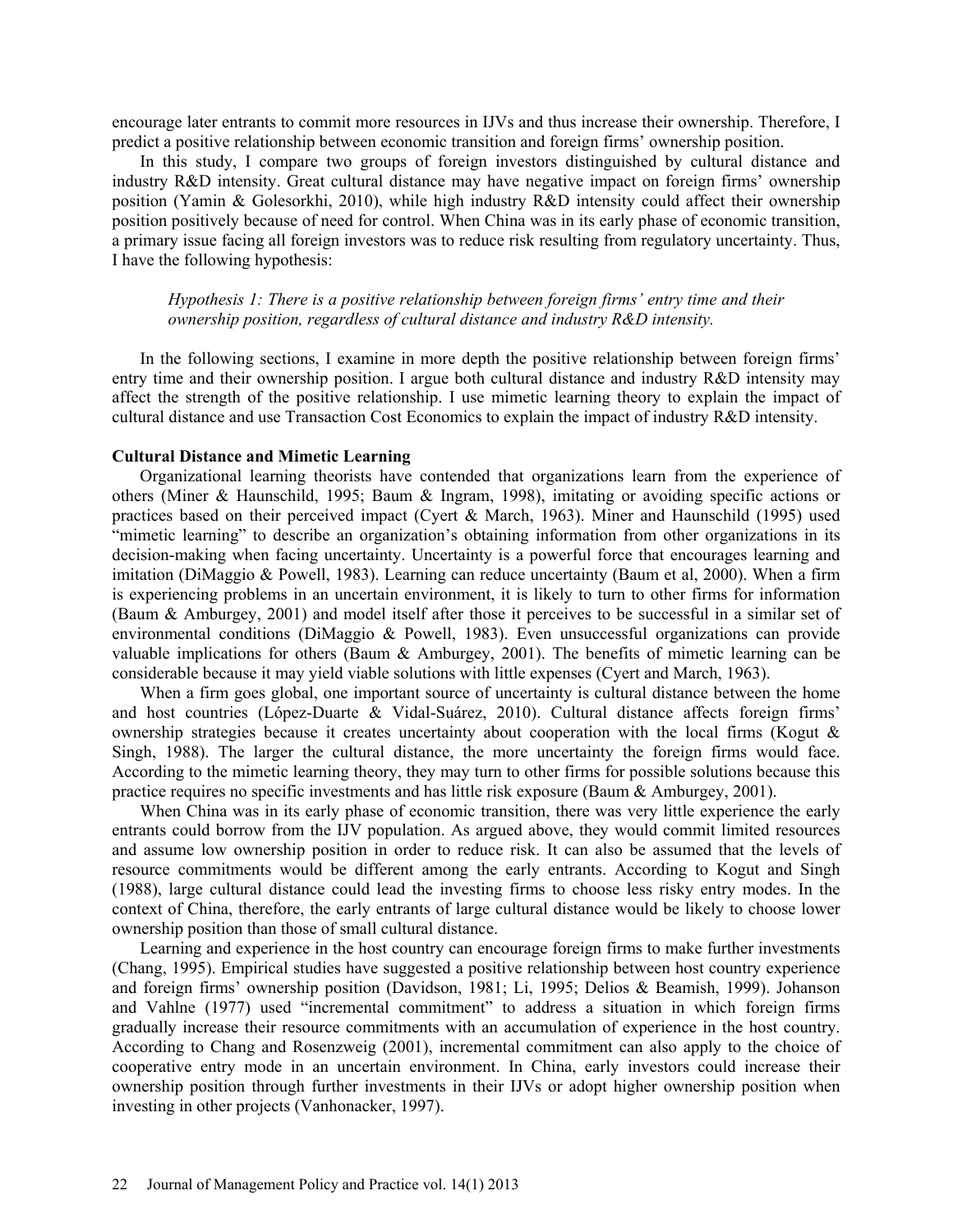encourage later entrants to commit more resources in IJVs and thus increase their ownership. Therefore, I predict a positive relationship between economic transition and foreign firms' ownership position.

In this study, I compare two groups of foreign investors distinguished by cultural distance and industry R&D intensity. Great cultural distance may have negative impact on foreign firms' ownership position (Yamin & Golesorkhi, 2010), while high industry R&D intensity could affect their ownership position positively because of need for control. When China was in its early phase of economic transition, a primary issue facing all foreign investors was to reduce risk resulting from regulatory uncertainty. Thus, I have the following hypothesis:

> *Hypothesis 1: There is a positive relationship between foreign firms' entry time and their ownership position, regardless of cultural distance and industry R&D intensity.*

In the following sections, I examine in more depth the positive relationship between foreign firms' entry time and their ownership position. I argue both cultural distance and industry R&D intensity may affect the strength of the positive relationship. I use mimetic learning theory to explain the impact of cultural distance and use Transaction Cost Economics to explain the impact of industry R&D intensity.

**Cultural Distance and Mimetic Learning**

Organizational learning theorists have contended that organizations learn from the experience of others (Miner & Haunschild, 1995; Baum & Ingram, 1998), imitating or avoiding specific actions or practices based on their perceived impact (Cyert & March, 1963). Miner and Haunschild (1995) used "mimetic learning" to describe an organization's obtaining information from other organizations in its decision-making when facing uncertainty. Uncertainty is a powerful force that encourages learning and imitation (DiMaggio & Powell, 1983). Learning can reduce uncertainty (Baum et al, 2000). When a firm is experiencing problems in an uncertain environment, it is likely to turn to other firms for information (Baum & Amburgey, 2001) and model itself after those it perceives to be successful in a similar set of environmental conditions (DiMaggio & Powell, 1983). Even unsuccessful organizations can provide valuable implications for others (Baum & Amburgey, 2001). The benefits of mimetic learning can be considerable because it may yield viable solutions with little expenses (Cyert and March, 1963).

When a firm goes global, one important source of uncertainty is cultural distance between the home and host countries (López-Duarte & Vidal-Suárez, 2010). Cultural distance affects foreign firms' ownership strategies because it creates uncertainty about cooperation with the local firms (Kogut & Singh, 1988). The larger the cultural distance, the more uncertainty the foreign firms would face. According to the mimetic learning theory, they may turn to other firms for possible solutions because this practice requires no specific investments and has little risk exposure (Baum & Amburgey, 2001).

When China was in its early phase of economic transition, there was very little experience the early entrants could borrow from the IJV population. As argued above, they would commit limited resources and assume low ownership position in order to reduce risk. It can also be assumed that the levels of resource commitments would be different among the early entrants. According to Kogut and Singh (1988), large cultural distance could lead the investing firms to choose less risky entry modes. In the context of China, therefore, the early entrants of large cultural distance would be likely to choose lower ownership position than those of small cultural distance.

Learning and experience in the host country can encourage foreign firms to make further investments (Chang, 1995). Empirical studies have suggested a positive relationship between host country experience and foreign firms' ownership position (Davidson, 1981; Li, 1995; Delios & Beamish, 1999). Johanson and Vahlne (1977) used "incremental commitment" to address a situation in which foreign firms gradually increase their resource commitments with an accumulation of experience in the host country. According to Chang and Rosenzweig (2001), incremental commitment can also apply to the choice of cooperative entry mode in an uncertain environment. In China, early investors could increase their ownership position through further investments in their IJVs or adopt higher ownership position when investing in other projects (Vanhonacker, 1997).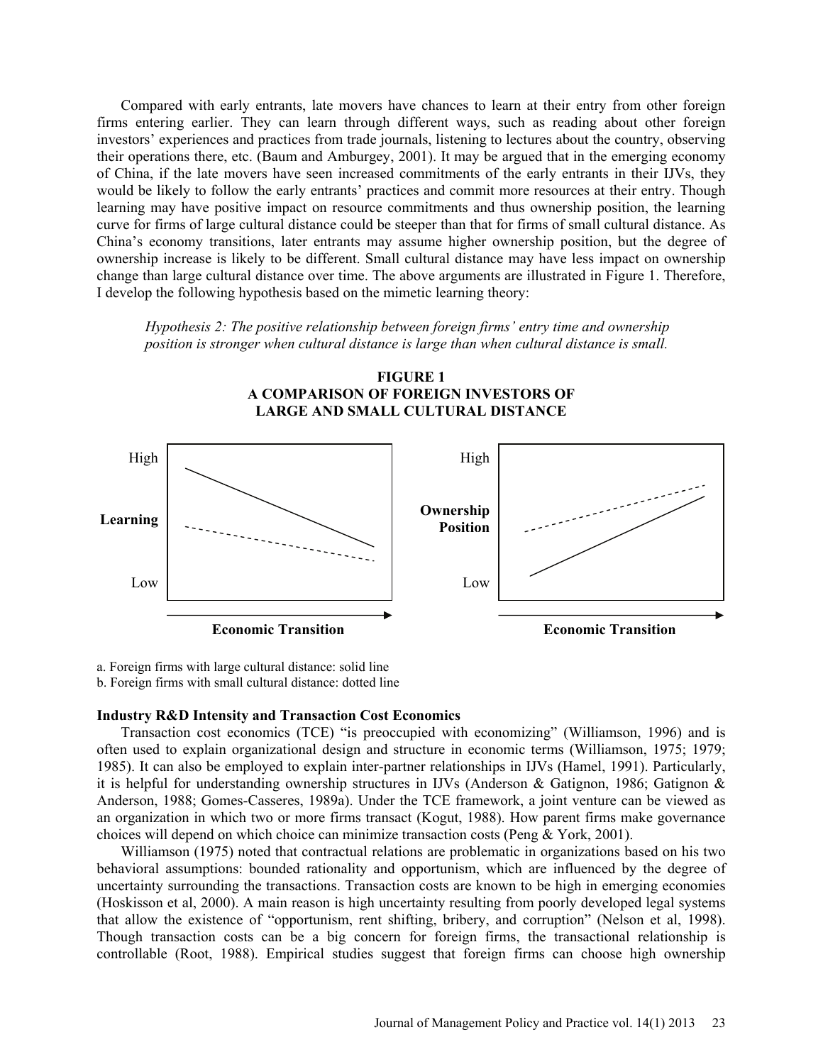Compared with early entrants, late movers have chances to learn at their entry from other foreign firms entering earlier. They can learn through different ways, such as reading about other foreign investors' experiences and practices from trade journals, listening to lectures about the country, observing their operations there, etc. (Baum and Amburgey, 2001). It may be argued that in the emerging economy of China, if the late movers have seen increased commitments of the early entrants in their IJVs, they would be likely to follow the early entrants' practices and commit more resources at their entry. Though learning may have positive impact on resource commitments and thus ownership position, the learning curve for firms of large cultural distance could be steeper than that for firms of small cultural distance. As China's economy transitions, later entrants may assume higher ownership position, but the degree of ownership increase is likely to be different. Small cultural distance may have less impact on ownership change than large cultural distance over time. The above arguments are illustrated in Figure 1. Therefore, I develop the following hypothesis based on the mimetic learning theory:

*Hypothesis 2: The positive relationship between foreign firms' entry time and ownership position is stronger when cultural distance is large than when cultural distance is small.*

**FIGURE 1**
**A COMPARISON OF FOREIGN INVESTORS OF LARGE AND SMALL CULTURAL DISTANCE**

a. Foreign firms with large cultural distance: solid line
b. Foreign firms with small cultural distance: dotted line

### Industry R&D Intensity and Transaction Cost Economics

Transaction cost economics (TCE) "is preoccupied with economizing" (Williamson, 1996) and is often used to explain organizational design and structure in economic terms (Williamson, 1975; 1979; 1985). It can also be employed to explain inter-partner relationships in IJVs (Hamel, 1991). Particularly, it is helpful for understanding ownership structures in IJVs (Anderson & Gatignon, 1986; Gatignon & Anderson, 1988; Gomes-Casseres, 1989a). Under the TCE framework, a joint venture can be viewed as an organization in which two or more firms transact (Kogut, 1988). How parent firms make governance choices will depend on which choice can minimize transaction costs (Peng & York, 2001).

Williamson (1975) noted that contractual relations are problematic in organizations based on his two behavioral assumptions: bounded rationality and opportunism, which are influenced by the degree of uncertainty surrounding the transactions. Transaction costs are known to be high in emerging economies (Hoskisson et al, 2000). A main reason is high uncertainty resulting from poorly developed legal systems that allow the existence of "opportunism, rent shifting, bribery, and corruption" (Nelson et al, 1998). Though transaction costs can be a big concern for foreign firms, the transactional relationship is controllable (Root, 1988). Empirical studies suggest that foreign firms can choose high ownership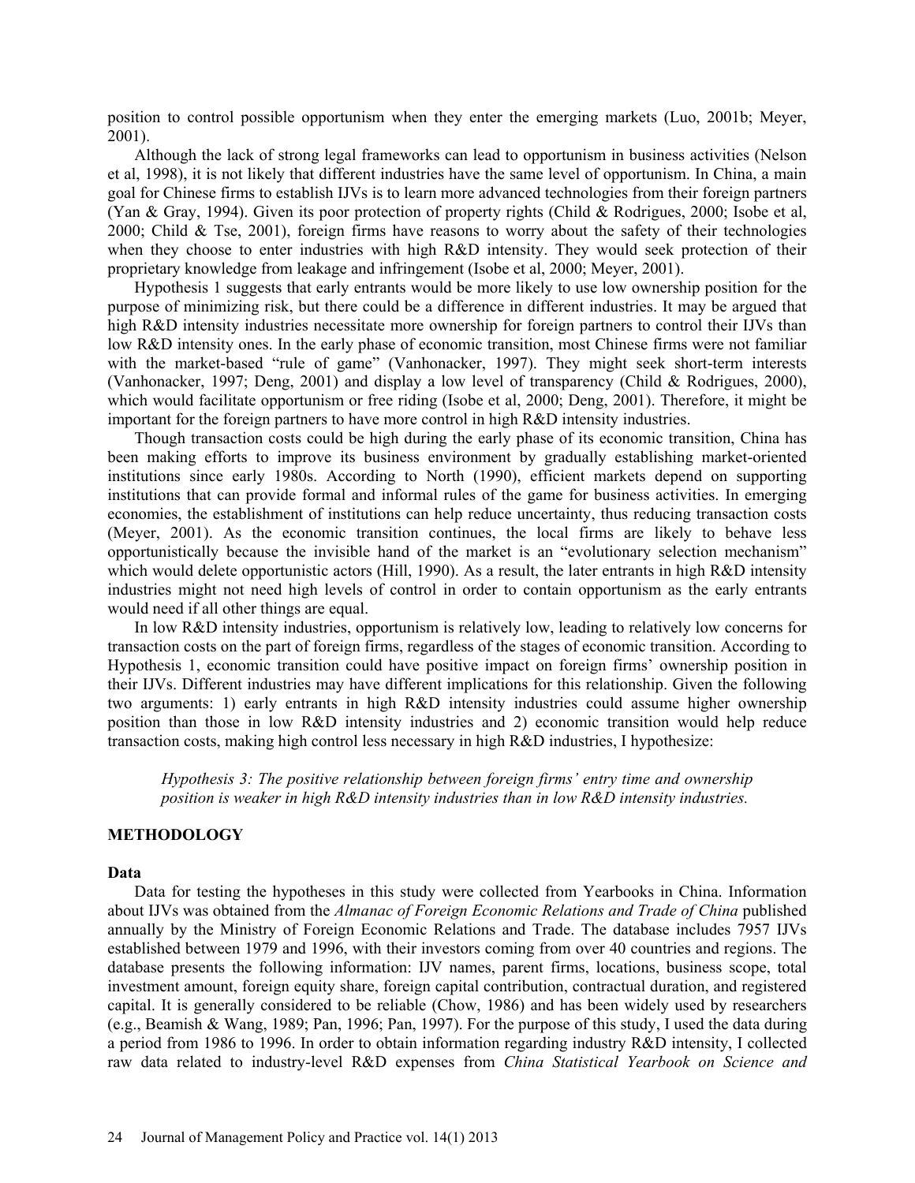position to control possible opportunism when they enter the emerging markets (Luo, 2001b; Meyer, 2001).

Although the lack of strong legal frameworks can lead to opportunism in business activities (Nelson et al, 1998), it is not likely that different industries have the same level of opportunism. In China, a main goal for Chinese firms to establish IJVs is to learn more advanced technologies from their foreign partners (Yan & Gray, 1994). Given its poor protection of property rights (Child & Rodrigues, 2000; Isobe et al, 2000; Child & Tse, 2001), foreign firms have reasons to worry about the safety of their technologies when they choose to enter industries with high R&D intensity. They would seek protection of their proprietary knowledge from leakage and infringement (Isobe et al, 2000; Meyer, 2001).

Hypothesis 1 suggests that early entrants would be more likely to use low ownership position for the purpose of minimizing risk, but there could be a difference in different industries. It may be argued that high R&D intensity industries necessitate more ownership for foreign partners to control their IJVs than low R&D intensity ones. In the early phase of economic transition, most Chinese firms were not familiar with the market-based "rule of game" (Vanhonacker, 1997). They might seek short-term interests (Vanhonacker, 1997; Deng, 2001) and display a low level of transparency (Child & Rodrigues, 2000), which would facilitate opportunism or free riding (Isobe et al, 2000; Deng, 2001). Therefore, it might be important for the foreign partners to have more control in high R&D intensity industries.

Though transaction costs could be high during the early phase of its economic transition, China has been making efforts to improve its business environment by gradually establishing market-oriented institutions since early 1980s. According to North (1990), efficient markets depend on supporting institutions that can provide formal and informal rules of the game for business activities. In emerging economies, the establishment of institutions can help reduce uncertainty, thus reducing transaction costs (Meyer, 2001). As the economic transition continues, the local firms are likely to behave less opportunistically because the invisible hand of the market is an "evolutionary selection mechanism" which would delete opportunistic actors (Hill, 1990). As a result, the later entrants in high R&D intensity industries might not need high levels of control in order to contain opportunism as the early entrants would need if all other things are equal.

In low R&D intensity industries, opportunism is relatively low, leading to relatively low concerns for transaction costs on the part of foreign firms, regardless of the stages of economic transition. According to Hypothesis 1, economic transition could have positive impact on foreign firms' ownership position in their IJVs. Different industries may have different implications for this relationship. Given the following two arguments: 1) early entrants in high R&D intensity industries could assume higher ownership position than those in low R&D intensity industries and 2) economic transition would help reduce transaction costs, making high control less necessary in high R&D industries, I hypothesize:

> *Hypothesis 3: The positive relationship between foreign firms' entry time and ownership position is weaker in high R&D intensity industries than in low R&D intensity industries.*

## METHODOLOGY

### Data

Data for testing the hypotheses in this study were collected from Yearbooks in China. Information about IJVs was obtained from the *Almanac of Foreign Economic Relations and Trade of China* published annually by the Ministry of Foreign Economic Relations and Trade. The database includes 7957 IJVs established between 1979 and 1996, with their investors coming from over 40 countries and regions. The database presents the following information: IJV names, parent firms, locations, business scope, total investment amount, foreign equity share, foreign capital contribution, contractual duration, and registered capital. It is generally considered to be reliable (Chow, 1986) and has been widely used by researchers (e.g., Beamish & Wang, 1989; Pan, 1996; Pan, 1997). For the purpose of this study, I used the data during a period from 1986 to 1996. In order to obtain information regarding industry R&D intensity, I collected raw data related to industry-level R&D expenses from *China Statistical Yearbook on Science and*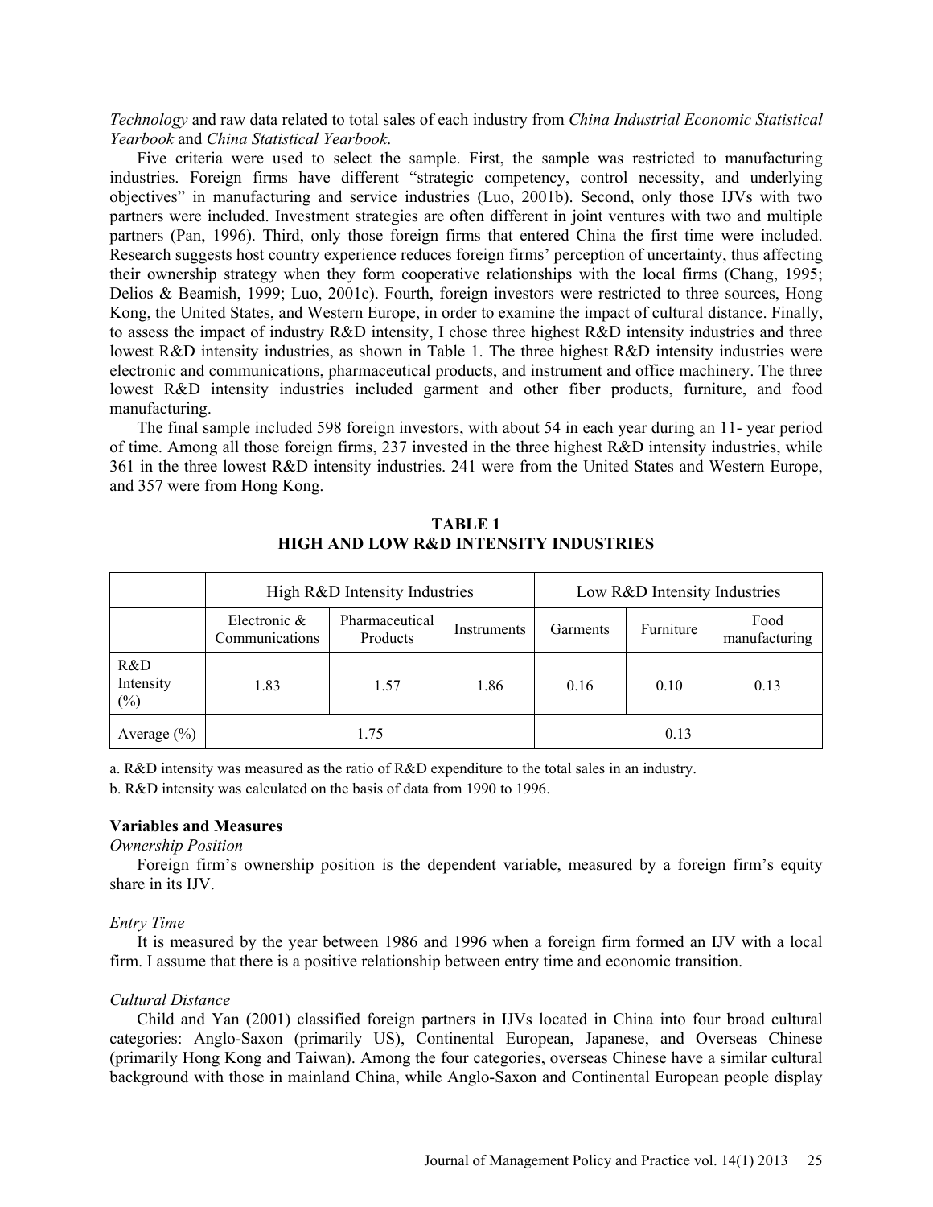*Technology* and raw data related to total sales of each industry from *China Industrial Economic Statistical Yearbook* and *China Statistical Yearbook*.

Five criteria were used to select the sample. First, the sample was restricted to manufacturing industries. Foreign firms have different "strategic competency, control necessity, and underlying objectives" in manufacturing and service industries (Luo, 2001b). Second, only those IJVs with two partners were included. Investment strategies are often different in joint ventures with two and multiple partners (Pan, 1996). Third, only those foreign firms that entered China the first time were included. Research suggests host country experience reduces foreign firms' perception of uncertainty, thus affecting their ownership strategy when they form cooperative relationships with the local firms (Chang, 1995; Delios & Beamish, 1999; Luo, 2001c). Fourth, foreign investors were restricted to three sources, Hong Kong, the United States, and Western Europe, in order to examine the impact of cultural distance. Finally, to assess the impact of industry R&D intensity, I chose three highest R&D intensity industries and three lowest R&D intensity industries, as shown in Table 1. The three highest R&D intensity industries were electronic and communications, pharmaceutical products, and instrument and office machinery. The three lowest R&D intensity industries included garment and other fiber products, furniture, and food manufacturing.

The final sample included 598 foreign investors, with about 54 in each year during an 11- year period of time. Among all those foreign firms, 237 invested in the three highest R&D intensity industries, while 361 in the three lowest R&D intensity industries. 241 were from the United States and Western Europe, and 357 were from Hong Kong.

**TABLE 1**
**HIGH AND LOW R&D INTENSITY INDUSTRIES**

| | High R&D Intensity Industries | | | Low R&D Intensity Industries | | |
|---|---|---|---|---|---|---|
| | Electronic & Communications | Pharmaceutical Products | Instruments | Garments | Furniture | Food manufacturing |
| R&D Intensity (%) | 1.83 | 1.57 | 1.86 | 0.16 | 0.10 | 0.13 |
| Average (%) | 1.75 | | | 0.13 | | |

a. R&D intensity was measured as the ratio of R&D expenditure to the total sales in an industry.

b. R&D intensity was calculated on the basis of data from 1990 to 1996.

### Variables and Measures

*Ownership Position*

Foreign firm's ownership position is the dependent variable, measured by a foreign firm's equity share in its IJV.

*Entry Time*

It is measured by the year between 1986 and 1996 when a foreign firm formed an IJV with a local firm. I assume that there is a positive relationship between entry time and economic transition.

*Cultural Distance*

Child and Yan (2001) classified foreign partners in IJVs located in China into four broad cultural categories: Anglo-Saxon (primarily US), Continental European, Japanese, and Overseas Chinese (primarily Hong Kong and Taiwan). Among the four categories, overseas Chinese have a similar cultural background with those in mainland China, while Anglo-Saxon and Continental European people display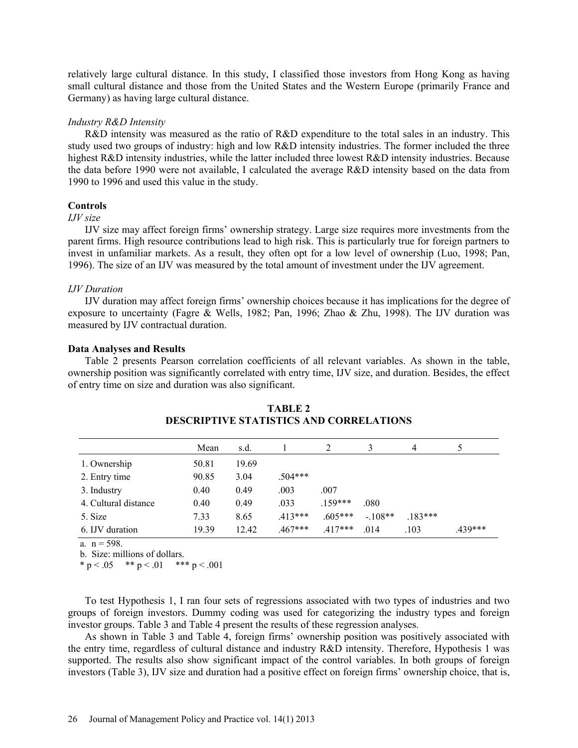relatively large cultural distance. In this study, I classified those investors from Hong Kong as having small cultural distance and those from the United States and the Western Europe (primarily France and Germany) as having large cultural distance.

*Industry R&D Intensity*

R&D intensity was measured as the ratio of R&D expenditure to the total sales in an industry. This study used two groups of industry: high and low R&D intensity industries. The former included the three highest R&D intensity industries, while the latter included three lowest R&D intensity industries. Because the data before 1990 were not available, I calculated the average R&D intensity based on the data from 1990 to 1996 and used this value in the study.

**Controls**

*IJV size*

IJV size may affect foreign firms' ownership strategy. Large size requires more investments from the parent firms. High resource contributions lead to high risk. This is particularly true for foreign partners to invest in unfamiliar markets. As a result, they often opt for a low level of ownership (Luo, 1998; Pan, 1996). The size of an IJV was measured by the total amount of investment under the IJV agreement.

*IJV Duration*

IJV duration may affect foreign firms' ownership choices because it has implications for the degree of exposure to uncertainty (Fagre & Wells, 1982; Pan, 1996; Zhao & Zhu, 1998). The IJV duration was measured by IJV contractual duration.

**Data Analyses and Results**

Table 2 presents Pearson correlation coefficients of all relevant variables. As shown in the table, ownership position was significantly correlated with entry time, IJV size, and duration. Besides, the effect of entry time on size and duration was also significant.

**TABLE 2**
**DESCRIPTIVE STATISTICS AND CORRELATIONS**

| | Mean | s.d. | 1 | 2 | 3 | 4 | 5 |
|---|---|---|---|---|---|---|---|
| 1. Ownership | 50.81 | 19.69 | | | | | |
| 2. Entry time | 90.85 | 3.04 | .504*** | | | | |
| 3. Industry | 0.40 | 0.49 | .003 | .007 | | | |
| 4. Cultural distance | 0.40 | 0.49 | .033 | .159*** | .080 | | |
| 5. Size | 7.33 | 8.65 | .413*** | .605*** | -.108** | .183*** | |
| 6. IJV duration | 19.39 | 12.42 | .467*** | .417*** | .014 | .103 | .439*** |

a. n = 598.
b. Size: millions of dollars.
* $p < .05$ ** $p < .01$ *** $p < .001$

To test Hypothesis 1, I ran four sets of regressions associated with two types of industries and two groups of foreign investors. Dummy coding was used for categorizing the industry types and foreign investor groups. Table 3 and Table 4 present the results of these regression analyses.

As shown in Table 3 and Table 4, foreign firms' ownership position was positively associated with the entry time, regardless of cultural distance and industry R&D intensity. Therefore, Hypothesis 1 was supported. The results also show significant impact of the control variables. In both groups of foreign investors (Table 3), IJV size and duration had a positive effect on foreign firms' ownership choice, that is,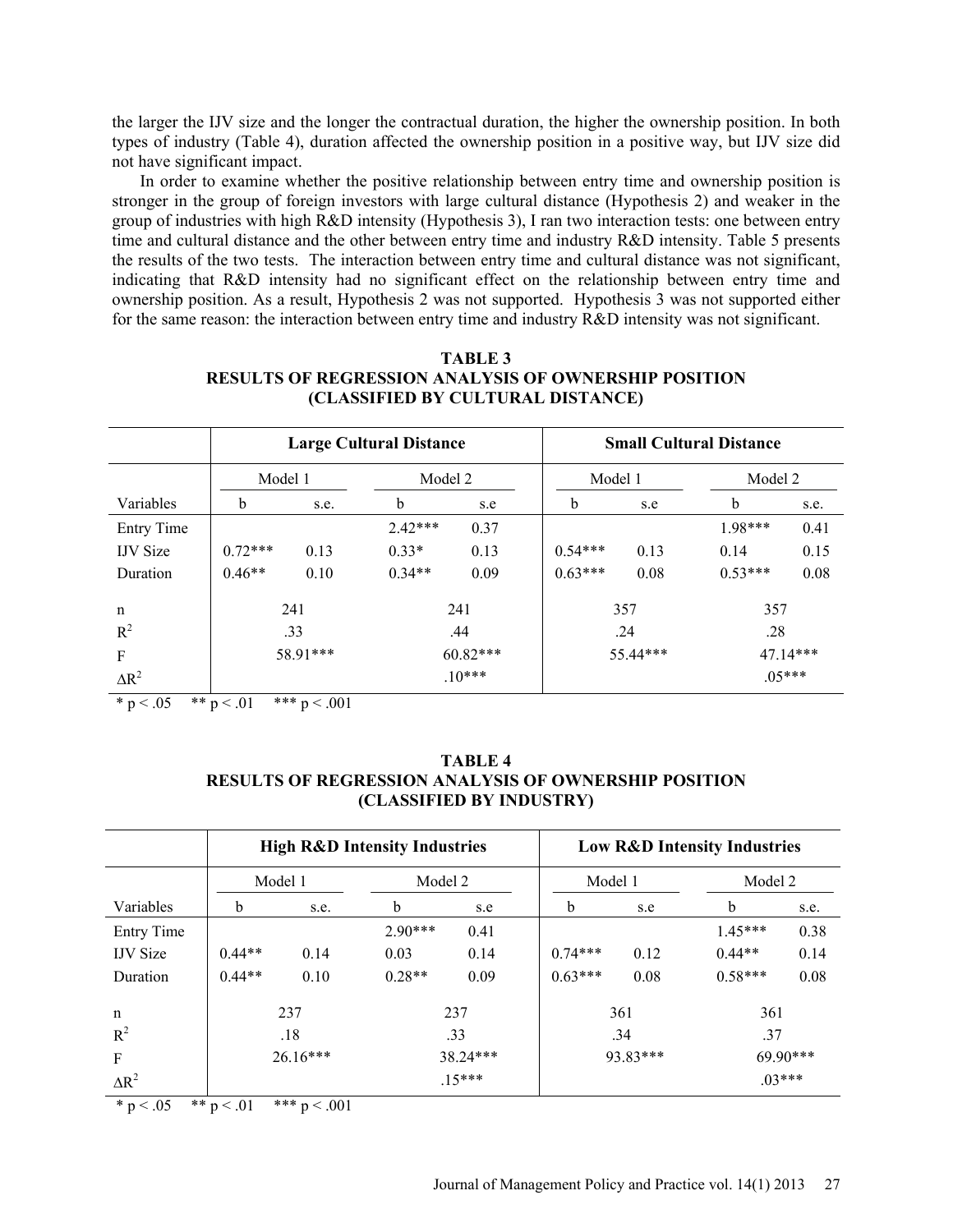the larger the IJV size and the longer the contractual duration, the higher the ownership position. In both types of industry (Table 4), duration affected the ownership position in a positive way, but IJV size did not have significant impact.

In order to examine whether the positive relationship between entry time and ownership position is stronger in the group of foreign investors with large cultural distance (Hypothesis 2) and weaker in the group of industries with high R&D intensity (Hypothesis 3), I ran two interaction tests: one between entry time and cultural distance and the other between entry time and industry R&D intensity. Table 5 presents the results of the two tests. The interaction between entry time and cultural distance was not significant, indicating that R&D intensity had no significant effect on the relationship between entry time and ownership position. As a result, Hypothesis 2 was not supported. Hypothesis 3 was not supported either for the same reason: the interaction between entry time and industry R&D intensity was not significant.

**TABLE 3**
**RESULTS OF REGRESSION ANALYSIS OF OWNERSHIP POSITION (CLASSIFIED BY CULTURAL DISTANCE)**

| | **Large Cultural Distance** | | | | **Small Cultural Distance** | | | |
|---|---|---|---|---|---|---|---|---|
| | Model 1 | | Model 2 | | Model 1 | | Model 2 | |
| Variables | b | s.e. | b | s.e | b | s.e | b | s.e. |
| Entry Time | | | 2.42*** | 0.37 | | | 1.98*** | 0.41 |
| IJV Size | 0.72*** | 0.13 | 0.33* | 0.13 | 0.54*** | 0.13 | 0.14 | 0.15 |
| Duration | 0.46** | 0.10 | 0.34** | 0.09 | 0.63*** | 0.08 | 0.53*** | 0.08 |
| n | 241 | | 241 | | 357 | | 357 | |
| $R^2$ | .33 | | .44 | | .24 | | .28 | |
| F | 58.91*** | | 60.82*** | | 55.44*** | | 47.14*** | |
| $\Delta R^2$ | | | .10*** | | | | .05*** | |

* p < .05 ** p < .01 *** p < .001

**TABLE 4**
**RESULTS OF REGRESSION ANALYSIS OF OWNERSHIP POSITION (CLASSIFIED BY INDUSTRY)**

| | **High R&D Intensity Industries** | | | | **Low R&D Intensity Industries** | | | |
|---|---|---|---|---|---|---|---|---|
| | Model 1 | | Model 2 | | Model 1 | | Model 2 | |
| Variables | b | s.e. | b | s.e | b | s.e | b | s.e. |
| Entry Time | | | 2.90*** | 0.41 | | | 1.45*** | 0.38 |
| IJV Size | 0.44** | 0.14 | 0.03 | 0.14 | 0.74*** | 0.12 | 0.44** | 0.14 |
| Duration | 0.44** | 0.10 | 0.28** | 0.09 | 0.63*** | 0.08 | 0.58*** | 0.08 |
| n | 237 | | 237 | | 361 | | 361 | |
| $R^2$ | .18 | | .33 | | .34 | | .37 | |
| F | 26.16*** | | 38.24*** | | 93.83*** | | 69.90*** | |
| $\Delta R^2$ | | | .15*** | | | | .03*** | |

* p < .05 ** p < .01 *** p < .001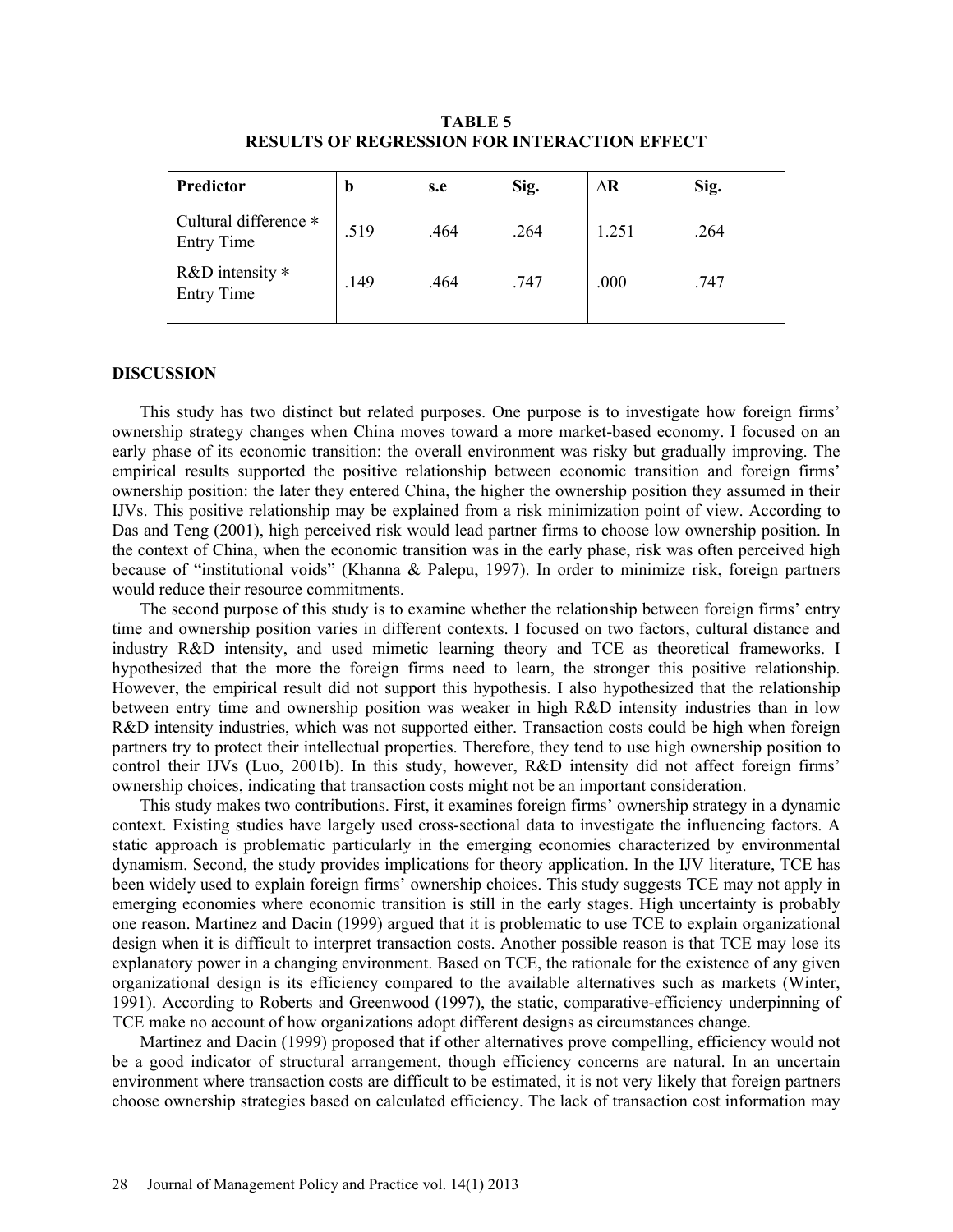**TABLE 5**
**RESULTS OF REGRESSION FOR INTERACTION EFFECT**

| Predictor | b | s.e | Sig. | ∆R | Sig. |
|---|---|---|---|---|---|
| Cultural difference ∗ Entry Time | .519 | .464 | .264 | 1.251 | .264 |
| R&D intensity ∗ Entry Time | .149 | .464 | .747 | .000 | .747 |

## DISCUSSION

This study has two distinct but related purposes. One purpose is to investigate how foreign firms' ownership strategy changes when China moves toward a more market-based economy. I focused on an early phase of its economic transition: the overall environment was risky but gradually improving. The empirical results supported the positive relationship between economic transition and foreign firms' ownership position: the later they entered China, the higher the ownership position they assumed in their IJVs. This positive relationship may be explained from a risk minimization point of view. According to Das and Teng (2001), high perceived risk would lead partner firms to choose low ownership position. In the context of China, when the economic transition was in the early phase, risk was often perceived high because of "institutional voids" (Khanna & Palepu, 1997). In order to minimize risk, foreign partners would reduce their resource commitments.

The second purpose of this study is to examine whether the relationship between foreign firms' entry time and ownership position varies in different contexts. I focused on two factors, cultural distance and industry R&D intensity, and used mimetic learning theory and TCE as theoretical frameworks. I hypothesized that the more the foreign firms need to learn, the stronger this positive relationship. However, the empirical result did not support this hypothesis. I also hypothesized that the relationship between entry time and ownership position was weaker in high R&D intensity industries than in low R&D intensity industries, which was not supported either. Transaction costs could be high when foreign partners try to protect their intellectual properties. Therefore, they tend to use high ownership position to control their IJVs (Luo, 2001b). In this study, however, R&D intensity did not affect foreign firms' ownership choices, indicating that transaction costs might not be an important consideration.

This study makes two contributions. First, it examines foreign firms' ownership strategy in a dynamic context. Existing studies have largely used cross-sectional data to investigate the influencing factors. A static approach is problematic particularly in the emerging economies characterized by environmental dynamism. Second, the study provides implications for theory application. In the IJV literature, TCE has been widely used to explain foreign firms' ownership choices. This study suggests TCE may not apply in emerging economies where economic transition is still in the early stages. High uncertainty is probably one reason. Martinez and Dacin (1999) argued that it is problematic to use TCE to explain organizational design when it is difficult to interpret transaction costs. Another possible reason is that TCE may lose its explanatory power in a changing environment. Based on TCE, the rationale for the existence of any given organizational design is its efficiency compared to the available alternatives such as markets (Winter, 1991). According to Roberts and Greenwood (1997), the static, comparative-efficiency underpinning of TCE make no account of how organizations adopt different designs as circumstances change.

Martinez and Dacin (1999) proposed that if other alternatives prove compelling, efficiency would not be a good indicator of structural arrangement, though efficiency concerns are natural. In an uncertain environment where transaction costs are difficult to be estimated, it is not very likely that foreign partners choose ownership strategies based on calculated efficiency. The lack of transaction cost information may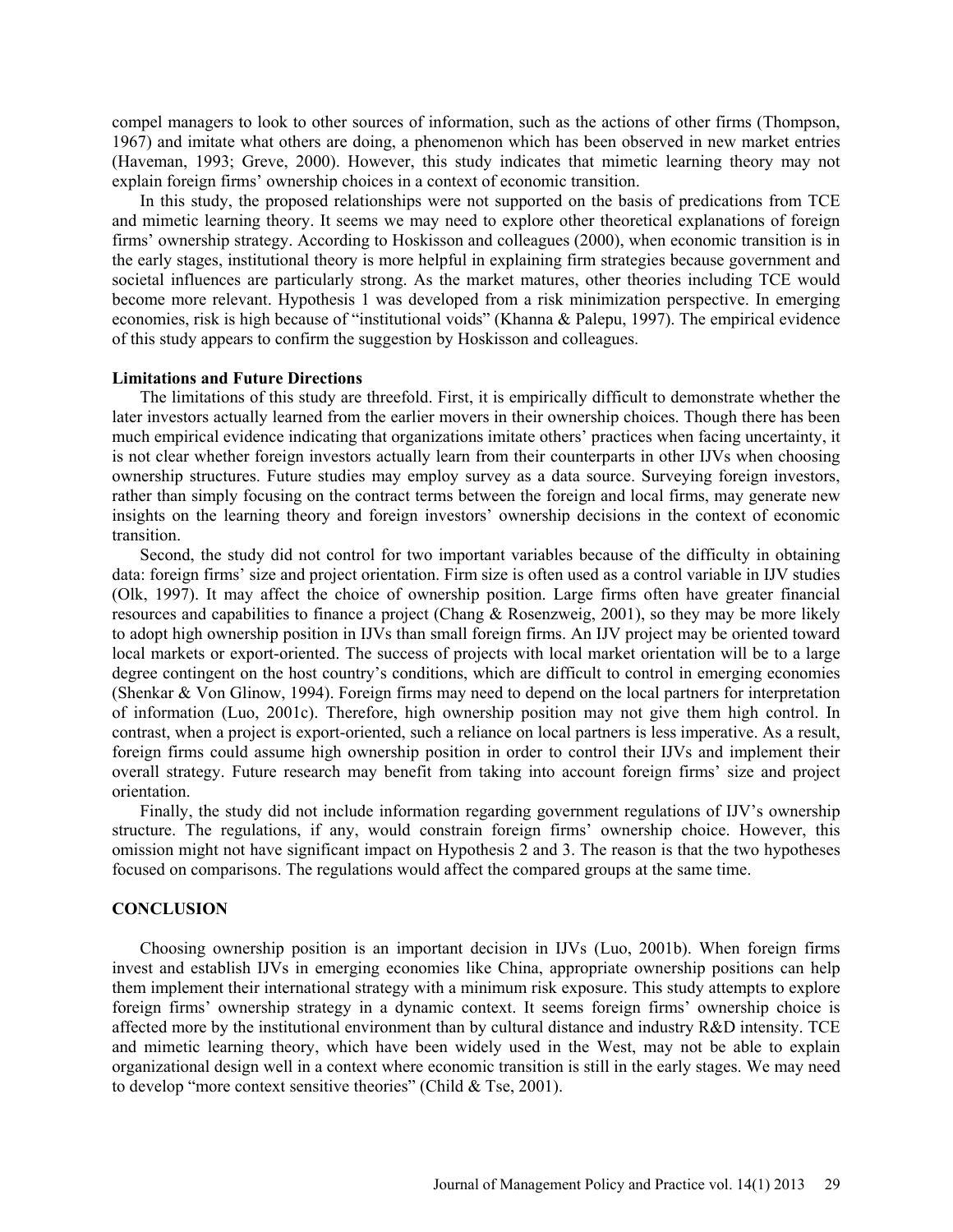compel managers to look to other sources of information, such as the actions of other firms (Thompson, 1967) and imitate what others are doing, a phenomenon which has been observed in new market entries (Haveman, 1993; Greve, 2000). However, this study indicates that mimetic learning theory may not explain foreign firms' ownership choices in a context of economic transition.

In this study, the proposed relationships were not supported on the basis of predications from TCE and mimetic learning theory. It seems we may need to explore other theoretical explanations of foreign firms' ownership strategy. According to Hoskisson and colleagues (2000), when economic transition is in the early stages, institutional theory is more helpful in explaining firm strategies because government and societal influences are particularly strong. As the market matures, other theories including TCE would become more relevant. Hypothesis 1 was developed from a risk minimization perspective. In emerging economies, risk is high because of "institutional voids" (Khanna & Palepu, 1997). The empirical evidence of this study appears to confirm the suggestion by Hoskisson and colleagues.

### Limitations and Future Directions

The limitations of this study are threefold. First, it is empirically difficult to demonstrate whether the later investors actually learned from the earlier movers in their ownership choices. Though there has been much empirical evidence indicating that organizations imitate others' practices when facing uncertainty, it is not clear whether foreign investors actually learn from their counterparts in other IJVs when choosing ownership structures. Future studies may employ survey as a data source. Surveying foreign investors, rather than simply focusing on the contract terms between the foreign and local firms, may generate new insights on the learning theory and foreign investors' ownership decisions in the context of economic transition.

Second, the study did not control for two important variables because of the difficulty in obtaining data: foreign firms' size and project orientation. Firm size is often used as a control variable in IJV studies (Olk, 1997). It may affect the choice of ownership position. Large firms often have greater financial resources and capabilities to finance a project (Chang & Rosenzweig, 2001), so they may be more likely to adopt high ownership position in IJVs than small foreign firms. An IJV project may be oriented toward local markets or export-oriented. The success of projects with local market orientation will be to a large degree contingent on the host country's conditions, which are difficult to control in emerging economies (Shenkar & Von Glinow, 1994). Foreign firms may need to depend on the local partners for interpretation of information (Luo, 2001c). Therefore, high ownership position may not give them high control. In contrast, when a project is export-oriented, such a reliance on local partners is less imperative. As a result, foreign firms could assume high ownership position in order to control their IJVs and implement their overall strategy. Future research may benefit from taking into account foreign firms' size and project orientation.

Finally, the study did not include information regarding government regulations of IJV's ownership structure. The regulations, if any, would constrain foreign firms' ownership choice. However, this omission might not have significant impact on Hypothesis 2 and 3. The reason is that the two hypotheses focused on comparisons. The regulations would affect the compared groups at the same time.

## CONCLUSION

Choosing ownership position is an important decision in IJVs (Luo, 2001b). When foreign firms invest and establish IJVs in emerging economies like China, appropriate ownership positions can help them implement their international strategy with a minimum risk exposure. This study attempts to explore foreign firms' ownership strategy in a dynamic context. It seems foreign firms' ownership choice is affected more by the institutional environment than by cultural distance and industry R&D intensity. TCE and mimetic learning theory, which have been widely used in the West, may not be able to explain organizational design well in a context where economic transition is still in the early stages. We may need to develop "more context sensitive theories" (Child & Tse, 2001).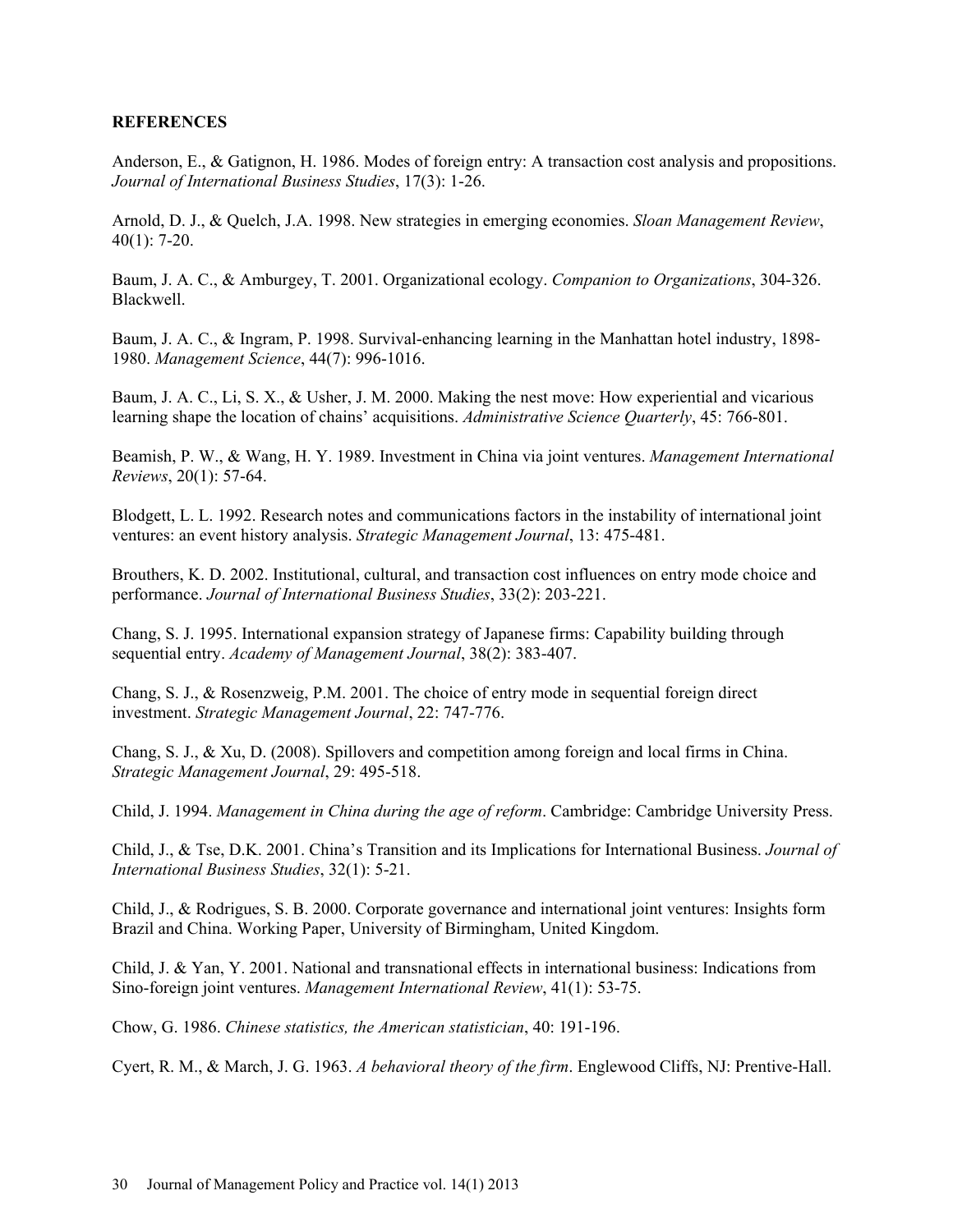**REFERENCES**

Anderson, E., & Gatignon, H. 1986. Modes of foreign entry: A transaction cost analysis and propositions. *Journal of International Business Studies*, 17(3): 1-26.

Arnold, D. J., & Quelch, J.A. 1998. New strategies in emerging economies. *Sloan Management Review*, 40(1): 7-20.

Baum, J. A. C., & Amburgey, T. 2001. Organizational ecology. *Companion to Organizations*, 304-326. Blackwell.

Baum, J. A. C., & Ingram, P. 1998. Survival-enhancing learning in the Manhattan hotel industry, 1898-1980. *Management Science*, 44(7): 996-1016.

Baum, J. A. C., Li, S. X., & Usher, J. M. 2000. Making the nest move: How experiential and vicarious learning shape the location of chains' acquisitions. *Administrative Science Quarterly*, 45: 766-801.

Beamish, P. W., & Wang, H. Y. 1989. Investment in China via joint ventures. *Management International Reviews*, 20(1): 57-64.

Blodgett, L. L. 1992. Research notes and communications factors in the instability of international joint ventures: an event history analysis. *Strategic Management Journal*, 13: 475-481.

Brouthers, K. D. 2002. Institutional, cultural, and transaction cost influences on entry mode choice and performance. *Journal of International Business Studies*, 33(2): 203-221.

Chang, S. J. 1995. International expansion strategy of Japanese firms: Capability building through sequential entry. *Academy of Management Journal*, 38(2): 383-407.

Chang, S. J., & Rosenzweig, P.M. 2001. The choice of entry mode in sequential foreign direct investment. *Strategic Management Journal*, 22: 747-776.

Chang, S. J., & Xu, D. (2008). Spillovers and competition among foreign and local firms in China. *Strategic Management Journal*, 29: 495-518.

Child, J. 1994. *Management in China during the age of reform*. Cambridge: Cambridge University Press.

Child, J., & Tse, D.K. 2001. China's Transition and its Implications for International Business. *Journal of International Business Studies*, 32(1): 5-21.

Child, J., & Rodrigues, S. B. 2000. Corporate governance and international joint ventures: Insights form Brazil and China. Working Paper, University of Birmingham, United Kingdom.

Child, J. & Yan, Y. 2001. National and transnational effects in international business: Indications from Sino-foreign joint ventures. *Management International Review*, 41(1): 53-75.

Chow, G. 1986. *Chinese statistics, the American statistician*, 40: 191-196.

Cyert, R. M., & March, J. G. 1963. *A behavioral theory of the firm*. Englewood Cliffs, NJ: Prentive-Hall.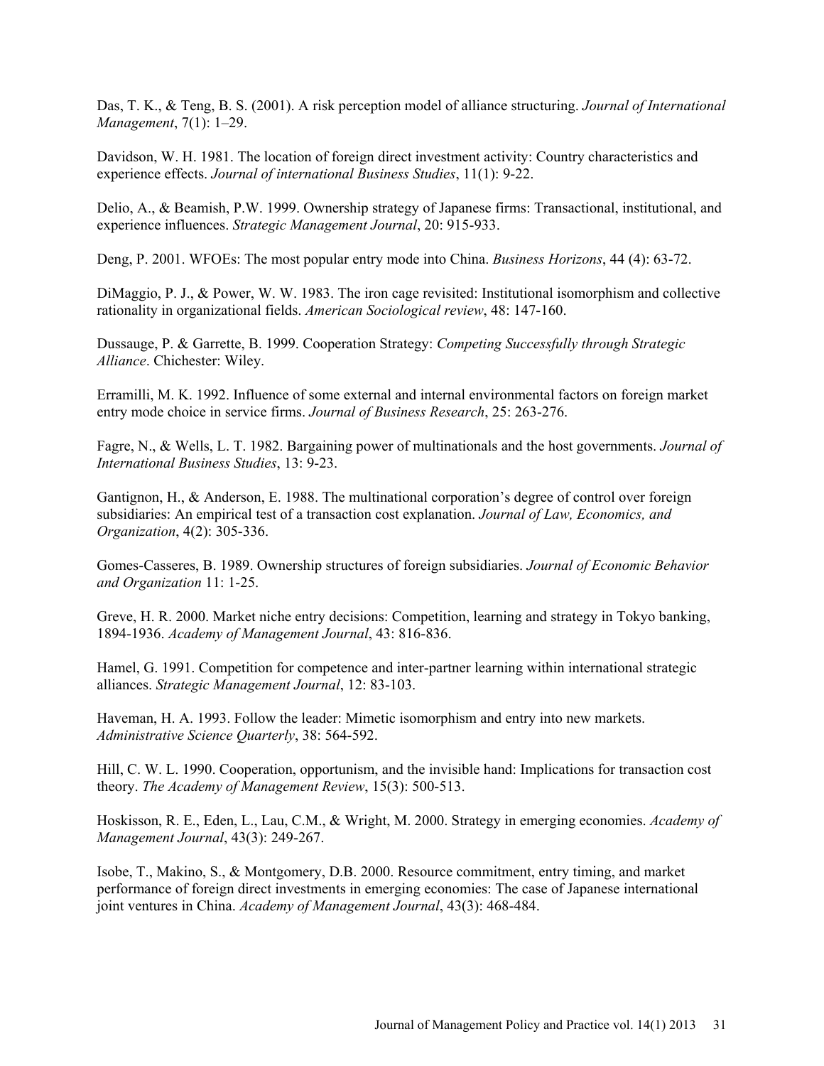Das, T. K., & Teng, B. S. (2001). A risk perception model of alliance structuring. *Journal of International Management*, 7(1): 1–29.

Davidson, W. H. 1981. The location of foreign direct investment activity: Country characteristics and experience effects. *Journal of international Business Studies*, 11(1): 9-22.

Delio, A., & Beamish, P.W. 1999. Ownership strategy of Japanese firms: Transactional, institutional, and experience influences. *Strategic Management Journal*, 20: 915-933.

Deng, P. 2001. WFOEs: The most popular entry mode into China. *Business Horizons*, 44 (4): 63-72.

DiMaggio, P. J., & Power, W. W. 1983. The iron cage revisited: Institutional isomorphism and collective rationality in organizational fields. *American Sociological review*, 48: 147-160.

Dussauge, P. & Garrette, B. 1999. Cooperation Strategy: *Competing Successfully through Strategic Alliance*. Chichester: Wiley.

Erramilli, M. K. 1992. Influence of some external and internal environmental factors on foreign market entry mode choice in service firms. *Journal of Business Research*, 25: 263-276.

Fagre, N., & Wells, L. T. 1982. Bargaining power of multinationals and the host governments. *Journal of International Business Studies*, 13: 9-23.

Gantignon, H., & Anderson, E. 1988. The multinational corporation's degree of control over foreign subsidiaries: An empirical test of a transaction cost explanation. *Journal of Law, Economics, and Organization*, 4(2): 305-336.

Gomes-Casseres, B. 1989. Ownership structures of foreign subsidiaries. *Journal of Economic Behavior and Organization* 11: 1-25.

Greve, H. R. 2000. Market niche entry decisions: Competition, learning and strategy in Tokyo banking, 1894-1936. *Academy of Management Journal*, 43: 816-836.

Hamel, G. 1991. Competition for competence and inter-partner learning within international strategic alliances. *Strategic Management Journal*, 12: 83-103.

Haveman, H. A. 1993. Follow the leader: Mimetic isomorphism and entry into new markets. *Administrative Science Quarterly*, 38: 564-592.

Hill, C. W. L. 1990. Cooperation, opportunism, and the invisible hand: Implications for transaction cost theory. *The Academy of Management Review*, 15(3): 500-513.

Hoskisson, R. E., Eden, L., Lau, C.M., & Wright, M. 2000. Strategy in emerging economies. *Academy of Management Journal*, 43(3): 249-267.

Isobe, T., Makino, S., & Montgomery, D.B. 2000. Resource commitment, entry timing, and market performance of foreign direct investments in emerging economies: The case of Japanese international joint ventures in China. *Academy of Management Journal*, 43(3): 468-484.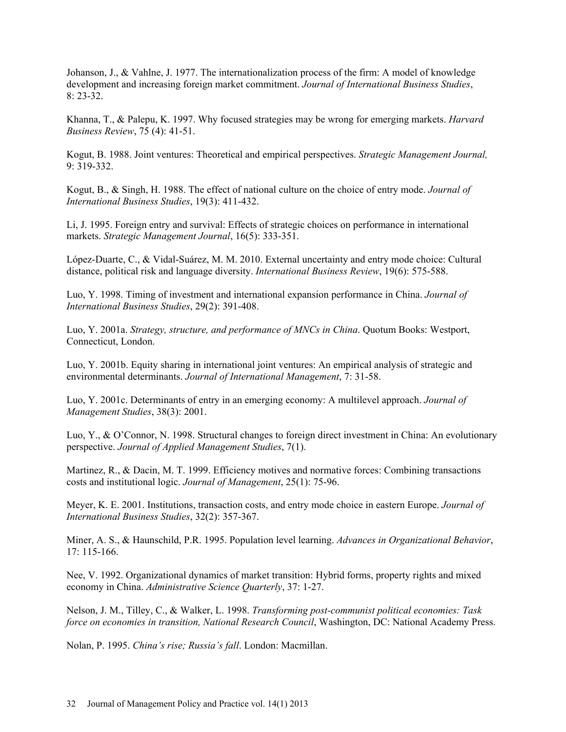Johanson, J., & Vahlne, J. 1977. The internationalization process of the firm: A model of knowledge development and increasing foreign market commitment. *Journal of International Business Studies*, 8: 23-32.

Khanna, T., & Palepu, K. 1997. Why focused strategies may be wrong for emerging markets. *Harvard Business Review*, 75 (4): 41-51.

Kogut, B. 1988. Joint ventures: Theoretical and empirical perspectives. *Strategic Management Journal,* 9: 319-332.

Kogut, B., & Singh, H. 1988. The effect of national culture on the choice of entry mode. *Journal of International Business Studies*, 19(3): 411-432.

Li, J. 1995. Foreign entry and survival: Effects of strategic choices on performance in international markets. *Strategic Management Journal*, 16(5): 333-351.

López-Duarte, C., & Vidal-Suárez, M. M. 2010. External uncertainty and entry mode choice: Cultural distance, political risk and language diversity. *International Business Review*, 19(6): 575-588.

Luo, Y. 1998. Timing of investment and international expansion performance in China. *Journal of International Business Studies*, 29(2): 391-408.

Luo, Y. 2001a. *Strategy, structure, and performance of MNCs in China*. Quotum Books: Westport, Connecticut, London.

Luo, Y. 2001b. Equity sharing in international joint ventures: An empirical analysis of strategic and environmental determinants. *Journal of International Management*, 7: 31-58.

Luo, Y. 2001c. Determinants of entry in an emerging economy: A multilevel approach. *Journal of Management Studies*, 38(3): 2001.

Luo, Y., & O'Connor, N. 1998. Structural changes to foreign direct investment in China: An evolutionary perspective. *Journal of Applied Management Studies*, 7(1).

Martinez, R., & Dacin, M. T. 1999. Efficiency motives and normative forces: Combining transactions costs and institutional logic. *Journal of Management*, 25(1): 75-96.

Meyer, K. E. 2001. Institutions, transaction costs, and entry mode choice in eastern Europe. *Journal of International Business Studies*, 32(2): 357-367.

Miner, A. S., & Haunschild, P.R. 1995. Population level learning. *Advances in Organizational Behavior*, 17: 115-166.

Nee, V. 1992. Organizational dynamics of market transition: Hybrid forms, property rights and mixed economy in China. *Administrative Science Quarterly*, 37: 1-27.

Nelson, J. M., Tilley, C., & Walker, L. 1998. *Transforming post-communist political economies: Task force on economies in transition, National Research Council*, Washington, DC: National Academy Press.

Nolan, P. 1995. *China's rise; Russia's fall*. London: Macmillan.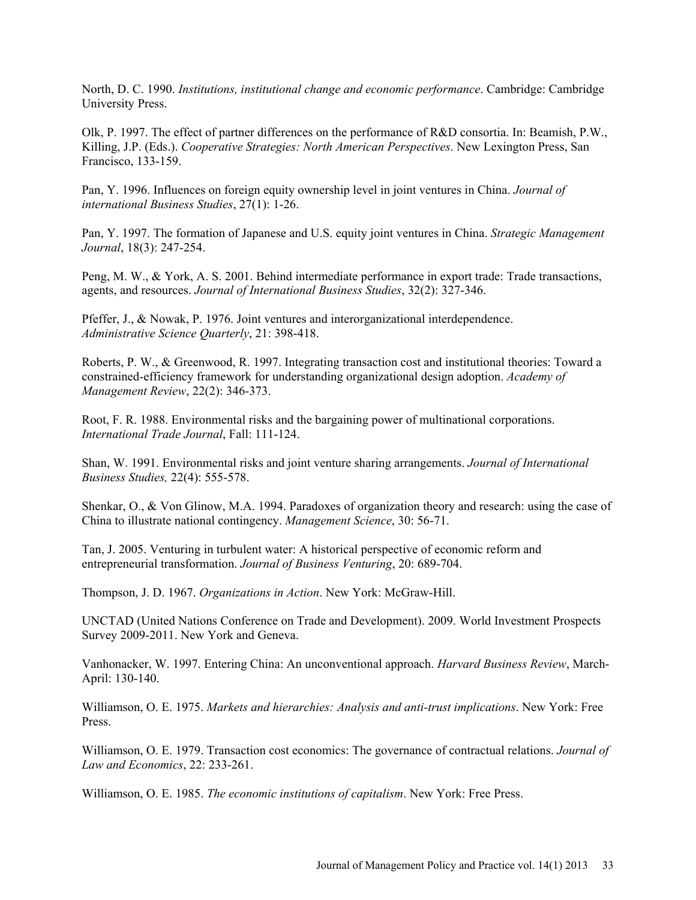North, D. C. 1990. *Institutions, institutional change and economic performance*. Cambridge: Cambridge University Press.

Olk, P. 1997. The effect of partner differences on the performance of R&D consortia. In: Beamish, P.W., Killing, J.P. (Eds.). *Cooperative Strategies: North American Perspectives*. New Lexington Press, San Francisco, 133-159.

Pan, Y. 1996. Influences on foreign equity ownership level in joint ventures in China. *Journal of international Business Studies*, 27(1): 1-26.

Pan, Y. 1997. The formation of Japanese and U.S. equity joint ventures in China. *Strategic Management Journal*, 18(3): 247-254.

Peng, M. W., & York, A. S. 2001. Behind intermediate performance in export trade: Trade transactions, agents, and resources. *Journal of International Business Studies*, 32(2): 327-346.

Pfeffer, J., & Nowak, P. 1976. Joint ventures and interorganizational interdependence. *Administrative Science Quarterly*, 21: 398-418.

Roberts, P. W., & Greenwood, R. 1997. Integrating transaction cost and institutional theories: Toward a constrained-efficiency framework for understanding organizational design adoption. *Academy of Management Review*, 22(2): 346-373.

Root, F. R. 1988. Environmental risks and the bargaining power of multinational corporations. *International Trade Journal*, Fall: 111-124.

Shan, W. 1991. Environmental risks and joint venture sharing arrangements. *Journal of International Business Studies,* 22(4): 555-578.

Shenkar, O., & Von Glinow, M.A. 1994. Paradoxes of organization theory and research: using the case of China to illustrate national contingency. *Management Science*, 30: 56-71.

Tan, J. 2005. Venturing in turbulent water: A historical perspective of economic reform and entrepreneurial transformation. *Journal of Business Venturing*, 20: 689-704.

Thompson, J. D. 1967. *Organizations in Action*. New York: McGraw-Hill.

UNCTAD (United Nations Conference on Trade and Development). 2009. World Investment Prospects Survey 2009-2011. New York and Geneva.

Vanhonacker, W. 1997. Entering China: An unconventional approach. *Harvard Business Review*, March-April: 130-140.

Williamson, O. E. 1975. *Markets and hierarchies: Analysis and anti-trust implications*. New York: Free Press.

Williamson, O. E. 1979. Transaction cost economics: The governance of contractual relations. *Journal of Law and Economics*, 22: 233-261.

Williamson, O. E. 1985. *The economic institutions of capitalism*. New York: Free Press.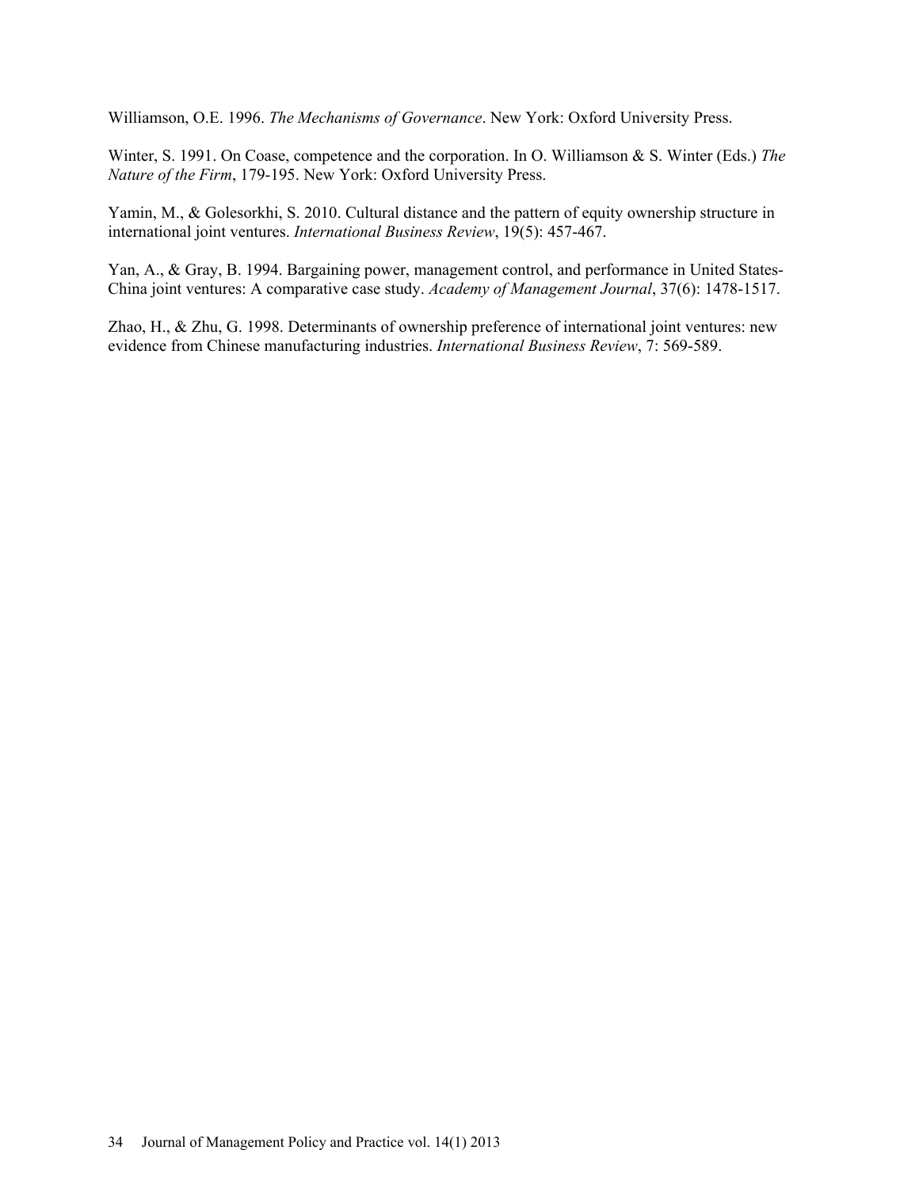Williamson, O.E. 1996. *The Mechanisms of Governance*. New York: Oxford University Press.

Winter, S. 1991. On Coase, competence and the corporation. In O. Williamson & S. Winter (Eds.) *The Nature of the Firm*, 179-195. New York: Oxford University Press.

Yamin, M., & Golesorkhi, S. 2010. Cultural distance and the pattern of equity ownership structure in international joint ventures. *International Business Review*, 19(5): 457-467.

Yan, A., & Gray, B. 1994. Bargaining power, management control, and performance in United States-China joint ventures: A comparative case study. *Academy of Management Journal*, 37(6): 1478-1517.

Zhao, H., & Zhu, G. 1998. Determinants of ownership preference of international joint ventures: new evidence from Chinese manufacturing industries. *International Business Review*, 7: 569-589.